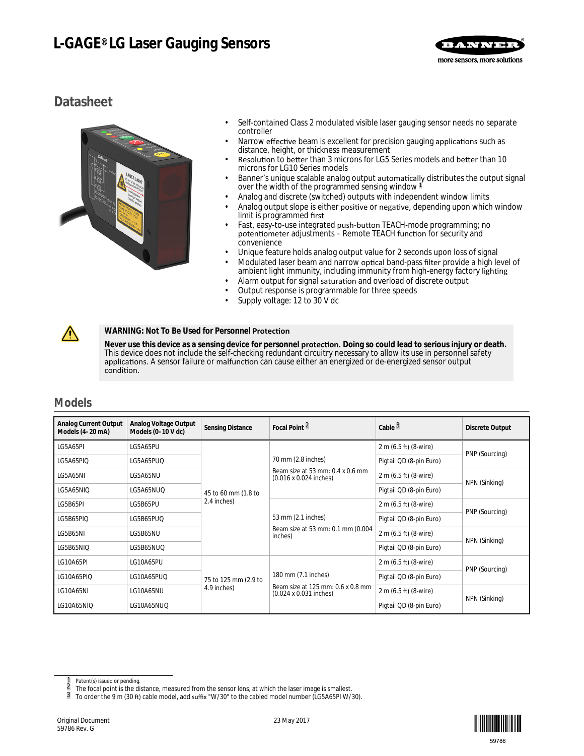# L-GAGE® LG Laser Gauging Sensors

## Datasheet

- Self-contained Class 2 modulated visible laser gauging sensor needs no separate controller
- Narrow effective beam is excellent for precision gauging applications such as distance, height, or thickness measurement
- Resolution to better than 3 microns for LG5 Series models and better than 10 microns for LG10 Series models
- Banner's unique scalable analog output automatically distributes the output signal over the width of the programmed sensing window [1]
- Analog and discrete (switched) outputs with independent window limits
- Analog output slope is either positive or negative, depending upon which window limit is programmed first
- Fast, easy-to-use integrated push-button TEACH-mode programming; no potentiometer adjustments – Remote TEACH function for security and convenience
- Unique feature holds analog output value for 2 seconds upon loss of signal
- Modulated laser beam and narrow optical band-pass filter provide a high level of ambient light immunity, including immunity from high-energy factory lighting
- Alarm output for signal saturation and overload of discrete output
- Output response is programmable for three speeds
- Supply voltage: 12 to 30 V dc

**WARNING: Not To Be Used for Personnel Protection**

**Never use this device as a sensing device for personnel protection. Doing so could lead to serious injury or death.** This device does not include the self-checking redundant circuitry necessary to allow its use in personnel safety applications. A sensor failure or malfunction can cause either an energized or de-energized sensor output condition.

## Models

| Analog Current Output Models (4–20 mA) | Analog Voltage Output Models (0–10 V dc) | Sensing Distance | Focal Point [2] | Cable [3] | Discrete Output |
|---|---|---|---|---|---|
| LG5A65PI | LG5A65PU | 45 to 60 mm (1.8 to 2.4 inches) | 70 mm (2.8 inches)<br>Beam size at 53 mm: 0.4 x 0.6 mm (0.016 x 0.024 inches) | 2 m (6.5 ft) (8-wire) | PNP (Sourcing) |
| LG5A65PIQ | LG5A65PUQ | | | Pigtail QD (8-pin Euro) | |
| LG5A65NI | LG5A65NU | | | 2 m (6.5 ft) (8-wire) | NPN (Sinking) |
| LG5A65NIQ | LG5A65NUQ | | | Pigtail QD (8-pin Euro) | |
| LG5B65PI | LG5B65PU | | 53 mm (2.1 inches)<br>Beam size at 53 mm: 0.1 mm (0.004 inches) | 2 m (6.5 ft) (8-wire) | PNP (Sourcing) |
| LG5B65PIQ | LG5B65PUQ | | | Pigtail QD (8-pin Euro) | |
| LG5B65NI | LG5B65NU | | | 2 m (6.5 ft) (8-wire) | NPN (Sinking) |
| LG5B65NIQ | LG5B65NUQ | | | Pigtail QD (8-pin Euro) | |
| LG10A65PI | LG10A65PU | 75 to 125 mm (2.9 to 4.9 inches) | 180 mm (7.1 inches)<br>Beam size at 125 mm: 0.6 x 0.8 mm (0.024 x 0.031 inches) | 2 m (6.5 ft) (8-wire) | PNP (Sourcing) |
| LG10A65PIQ | LG10A65PUQ | | | Pigtail QD (8-pin Euro) | |
| LG10A65NI | LG10A65NU | | | 2 m (6.5 ft) (8-wire) | NPN (Sinking) |
| LG10A65NIQ | LG10A65NUQ | | | Pigtail QD (8-pin Euro) | |

[1] Patent(s) issued or pending.
[2] The focal point is the distance, measured from the sensor lens, at which the laser image is smallest.
[3] To order the 9 m (30 ft) cable model, add suffix "W/30" to the cabled model number (LG5A65PI W/30).

Original Document
59786 Rev. G

23 May 2017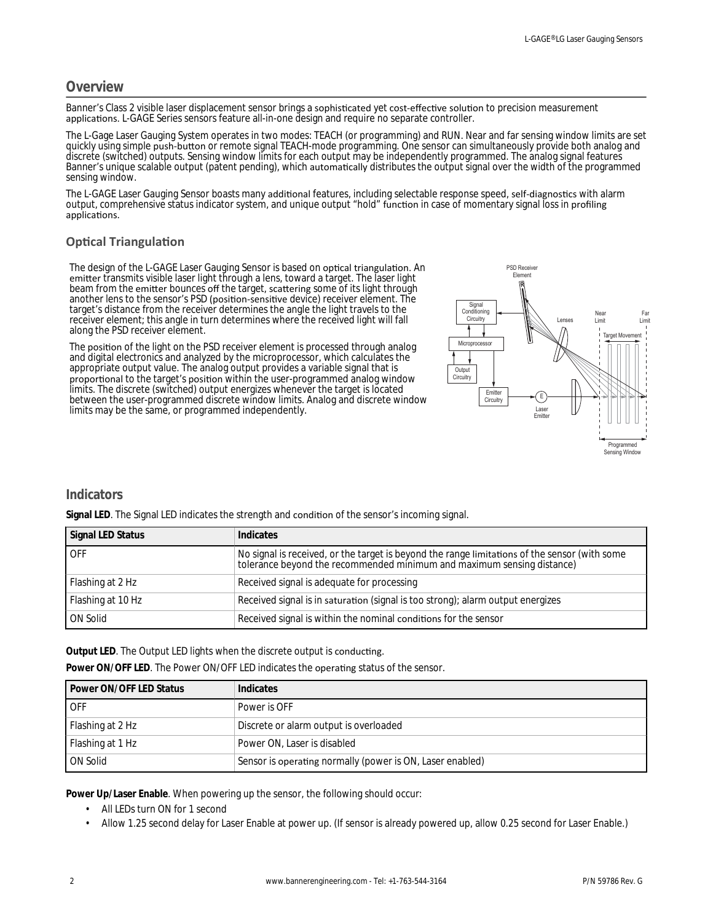## Overview

Banner's Class 2 visible laser displacement sensor brings a sophisticated yet cost-effective solution to precision measurement applications. L-GAGE Series sensors feature all-in-one design and require no separate controller.

The L-Gage Laser Gauging System operates in two modes: TEACH (or programming) and RUN. Near and far sensing window limits are set quickly using simple push-button or remote signal TEACH-mode programming. One sensor can simultaneously provide both analog and discrete (switched) outputs. Sensing window limits for each output may be independently programmed. The analog signal features Banner's unique scalable output (patent pending), which automatically distributes the output signal over the width of the programmed sensing window.

The L-GAGE Laser Gauging Sensor boasts many additional features, including selectable response speed, self-diagnostics with alarm output, comprehensive status indicator system, and unique output "hold" function in case of momentary signal loss in profiling applications.

### Optical Triangulation

The design of the L-GAGE Laser Gauging Sensor is based on optical triangulation. An emitter transmits visible laser light through a lens, toward a target. The laser light beam from the emitter bounces off the target, scattering some of its light through another lens to the sensor's PSD (position-sensitive device) receiver element. The target's distance from the receiver determines the angle the light travels to the receiver element; this angle in turn determines where the received light will fall along the PSD receiver element.

The position of the light on the PSD receiver element is processed through analog and digital electronics and analyzed by the microprocessor, which calculates the appropriate output value. The analog output provides a variable signal that is proportional to the target's position within the user-programmed analog window limits. The discrete (switched) output energizes whenever the target is located between the user-programmed discrete window limits. Analog and discrete window limits may be the same, or programmed independently.

PSD Receiver Element, Signal Conditioning Circuitry, Microprocessor, Output Circuitry, Emitter Circuitry, Lenses, Laser Emitter, Near Limit, Far Limit, Target Movement, Programmed Sensing Window

## Indicators

**Signal LED**. The Signal LED indicates the strength and condition of the sensor's incoming signal.

| Signal LED Status | Indicates |
|---|---|
| OFF | No signal is received, or the target is beyond the range limitations of the sensor (with some tolerance beyond the recommended minimum and maximum sensing distance) |
| Flashing at 2 Hz | Received signal is adequate for processing |
| Flashing at 10 Hz | Received signal is in saturation (signal is too strong); alarm output energizes |
| ON Solid | Received signal is within the nominal conditions for the sensor |

**Output LED**. The Output LED lights when the discrete output is conducting.

**Power ON/OFF LED**. The Power ON/OFF LED indicates the operating status of the sensor.

| Power ON/OFF LED Status | Indicates |
|---|---|
| OFF | Power is OFF |
| Flashing at 2 Hz | Discrete or alarm output is overloaded |
| Flashing at 1 Hz | Power ON, Laser is disabled |
| ON Solid | Sensor is operating normally (power is ON, Laser enabled) |

**Power Up/Laser Enable**. When powering up the sensor, the following should occur:

- All LEDs turn ON for 1 second
- Allow 1.25 second delay for Laser Enable at power up. (If sensor is already powered up, allow 0.25 second for Laser Enable.)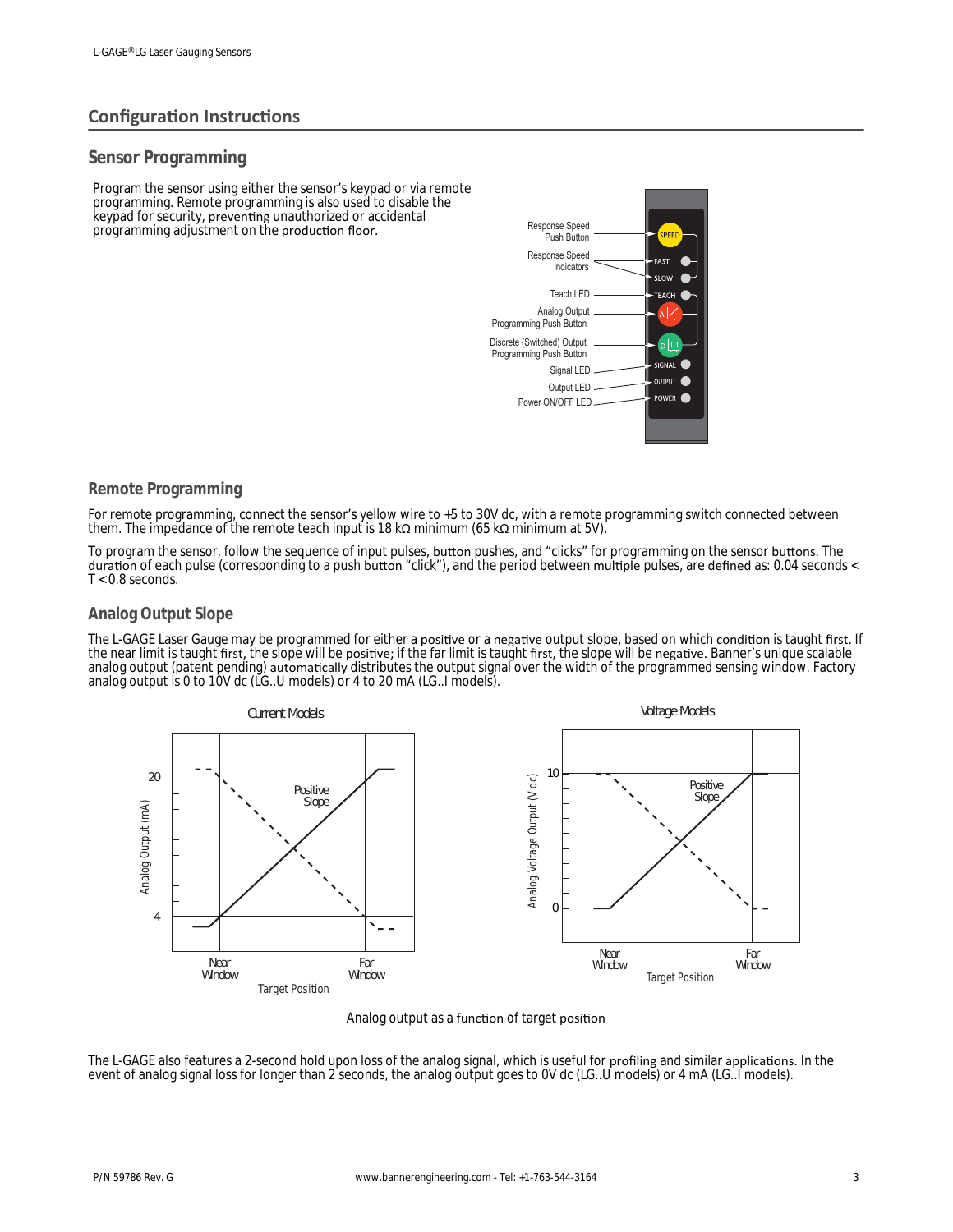## Configuration Instructions

### Sensor Programming

Program the sensor using either the sensor's keypad or via remote programming. Remote programming is also used to disable the keypad for security, preventing unauthorized or accidental programming adjustment on the production floor.

- Response Speed Push Button
- Response Speed Indicators
- Teach LED
- Analog Output Programming Push Button
- Discrete (Switched) Output Programming Push Button
- Signal LED
- Output LED
- Power ON/OFF LED

### Remote Programming

For remote programming, connect the sensor's yellow wire to +5 to 30V dc, with a remote programming switch connected between them. The impedance of the remote teach input is 18 kΩ minimum (65 kΩ minimum at 5V).

To program the sensor, follow the sequence of input pulses, button pushes, and "clicks" for programming on the sensor buttons. The duration of each pulse (corresponding to a push button "click"), and the period between multiple pulses, are defined as: 0.04 seconds < T < 0.8 seconds.

### Analog Output Slope

The L-GAGE Laser Gauge may be programmed for either a positive or a negative output slope, based on which condition is taught first. If the near limit is taught first, the slope will be positive; if the far limit is taught first, the slope will be negative. Banner's unique scalable analog output (patent pending) automatically distributes the output signal over the width of the programmed sensing window. Factory analog output is 0 to 10V dc (LG..U models) or 4 to 20 mA (LG..I models).

Analog output as a function of target position

The L-GAGE also features a 2-second hold upon loss of the analog signal, which is useful for profiling and similar applications. In the event of analog signal loss for longer than 2 seconds, the analog output goes to 0V dc (LG..U models) or 4 mA (LG..I models).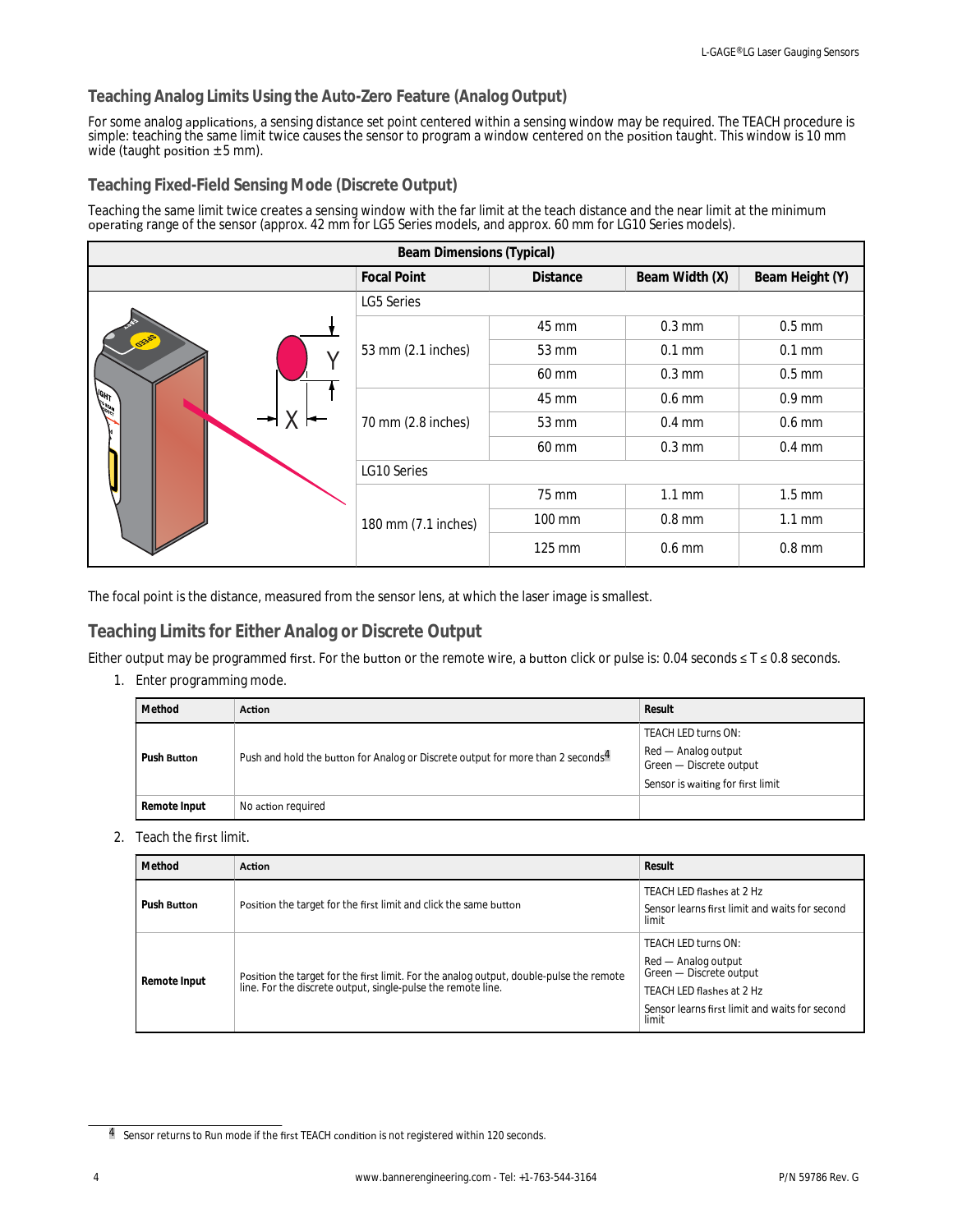## Teaching Analog Limits Using the Auto-Zero Feature (Analog Output)

For some analog applications, a sensing distance set point centered within a sensing window may be required. The TEACH procedure is simple: teaching the same limit twice causes the sensor to program a window centered on the position taught. This window is 10 mm wide (taught position ±5 mm).

## Teaching Fixed-Field Sensing Mode (Discrete Output)

Teaching the same limit twice creates a sensing window with the far limit at the teach distance and the near limit at the minimum operating range of the sensor (approx. 42 mm for LG5 Series models, and approx. 60 mm for LG10 Series models).

| Beam Dimensions (Typical) | | | | |
|---|---|---|---|---|
| | Focal Point | Distance | Beam Width (X) | Beam Height (Y) |
| | LG5 Series | | | |
| | 53 mm (2.1 inches) | 45 mm | 0.3 mm | 0.5 mm |
| | | 53 mm | 0.1 mm | 0.1 mm |
| | | 60 mm | 0.3 mm | 0.5 mm |
| | 70 mm (2.8 inches) | 45 mm | 0.6 mm | 0.9 mm |
| | | 53 mm | 0.4 mm | 0.6 mm |
| | | 60 mm | 0.3 mm | 0.4 mm |
| | LG10 Series | | | |
| | 180 mm (7.1 inches) | 75 mm | 1.1 mm | 1.5 mm |
| | | 100 mm | 0.8 mm | 1.1 mm |
| | | 125 mm | 0.6 mm | 0.8 mm |

The focal point is the distance, measured from the sensor lens, at which the laser image is smallest.

## Teaching Limits for Either Analog or Discrete Output

Either output may be programmed first. For the button or the remote wire, a button click or pulse is: 0.04 seconds ≤ T ≤ 0.8 seconds.

1. Enter programming mode.

| Method | Action | Result |
|---|---|---|
| **Push Button** | Push and hold the button for Analog or Discrete output for more than 2 seconds[4] | TEACH LED turns ON:<br>Red — Analog output<br>Green — Discrete output<br>Sensor is waiting for first limit |
| **Remote Input** | No action required | |

2. Teach the first limit.

| Method | Action | Result |
|---|---|---|
| **Push Button** | Position the target for the first limit and click the same button | TEACH LED flashes at 2 Hz<br>Sensor learns first limit and waits for second limit |
| **Remote Input** | Position the target for the first limit. For the analog output, double-pulse the remote line. For the discrete output, single-pulse the remote line. | TEACH LED turns ON:<br>Red — Analog output<br>Green — Discrete output<br>TEACH LED flashes at 2 Hz<br>Sensor learns first limit and waits for second limit |

[4] Sensor returns to Run mode if the first TEACH condition is not registered within 120 seconds.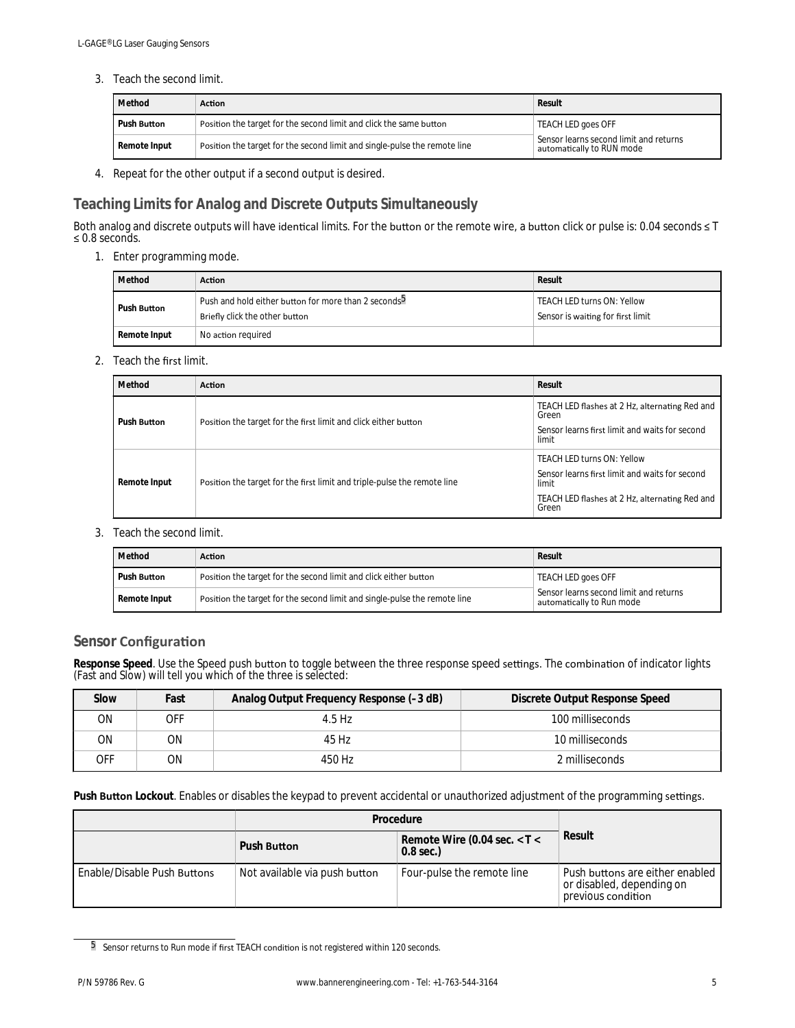3. Teach the second limit.

| Method | Action | Result |
|---|---|---|
| Push Button | Position the target for the second limit and click the same button | TEACH LED goes OFF<br>Sensor learns second limit and returns automatically to RUN mode |
| Remote Input | Position the target for the second limit and single-pulse the remote line | |

4. Repeat for the other output if a second output is desired.

## Teaching Limits for Analog and Discrete Outputs Simultaneously

Both analog and discrete outputs will have identical limits. For the button or the remote wire, a button click or pulse is: 0.04 seconds ≤ T ≤ 0.8 seconds.

1. Enter programming mode.

| Method | Action | Result |
|---|---|---|
| Push Button | Push and hold either button for more than 2 seconds[5]<br>Briefly click the other button | TEACH LED turns ON: Yellow<br>Sensor is waiting for first limit |
| Remote Input | No action required | |

2. Teach the first limit.

| Method | Action | Result |
|---|---|---|
| Push Button | Position the target for the first limit and click either button | TEACH LED flashes at 2 Hz, alternating Red and Green<br>Sensor learns first limit and waits for second limit |
| Remote Input | Position the target for the first limit and triple-pulse the remote line | TEACH LED turns ON: Yellow<br>Sensor learns first limit and waits for second limit<br>TEACH LED flashes at 2 Hz, alternating Red and Green |

3. Teach the second limit.

| Method | Action | Result |
|---|---|---|
| Push Button | Position the target for the second limit and click either button | TEACH LED goes OFF<br>Sensor learns second limit and returns automatically to Run mode |
| Remote Input | Position the target for the second limit and single-pulse the remote line | |

## Sensor Configuration

**Response Speed**. Use the Speed push button to toggle between the three response speed settings. The combination of indicator lights (Fast and Slow) will tell you which of the three is selected:

| Slow | Fast | Analog Output Frequency Response (–3 dB) | Discrete Output Response Speed |
|---|---|---|---|
| ON | OFF | 4.5 Hz | 100 milliseconds |
| ON | ON | 45 Hz | 10 milliseconds |
| OFF | ON | 450 Hz | 2 milliseconds |

**Push Button Lockout**. Enables or disables the keypad to prevent accidental or unauthorized adjustment of the programming settings.

| | Procedure | | Result |
|---|---|---|---|
| | Push Button | Remote Wire (0.04 sec. < T < 0.8 sec.) | |
| Enable/Disable Push Buttons | Not available via push button | Four-pulse the remote line | Push buttons are either enabled or disabled, depending on previous condition |

[5] Sensor returns to Run mode if first TEACH condition is not registered within 120 seconds.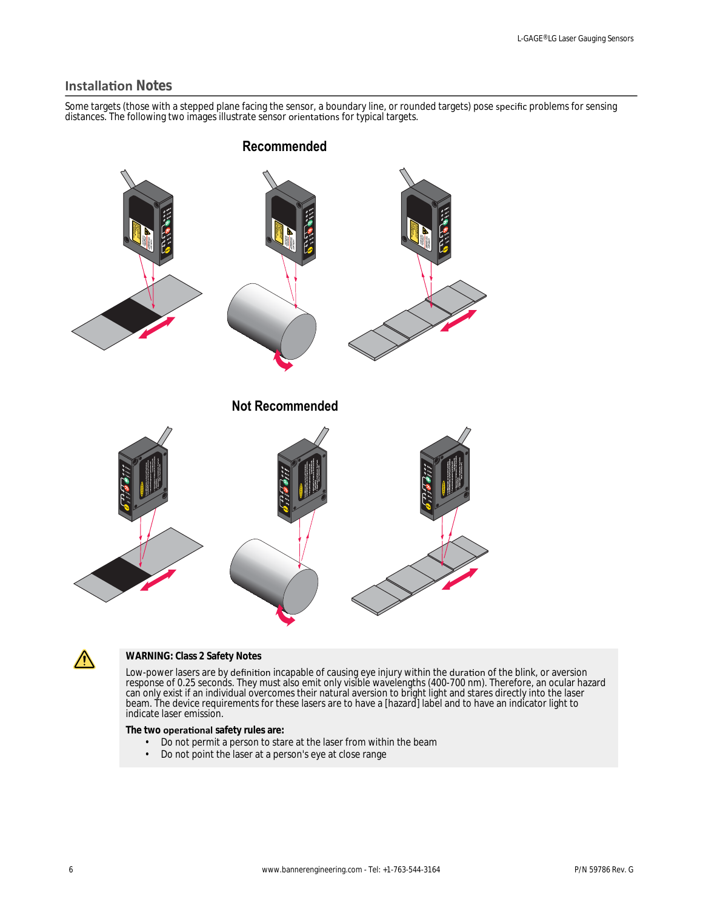## Installation Notes

Some targets (those with a stepped plane facing the sensor, a boundary line, or rounded targets) pose specific problems for sensing distances. The following two images illustrate sensor orientations for typical targets.

**Recommended**

**Not Recommended**

**WARNING: Class 2 Safety Notes**

Low-power lasers are by definition incapable of causing eye injury within the duration of the blink, or aversion response of 0.25 seconds. They must also emit only visible wavelengths (400-700 nm). Therefore, an ocular hazard can only exist if an individual overcomes their natural aversion to bright light and stares directly into the laser beam. The device requirements for these lasers are to have a [hazard] label and to have an indicator light to indicate laser emission.

**The two operational safety rules are:**

- Do not permit a person to stare at the laser from within the beam
- Do not point the laser at a person's eye at close range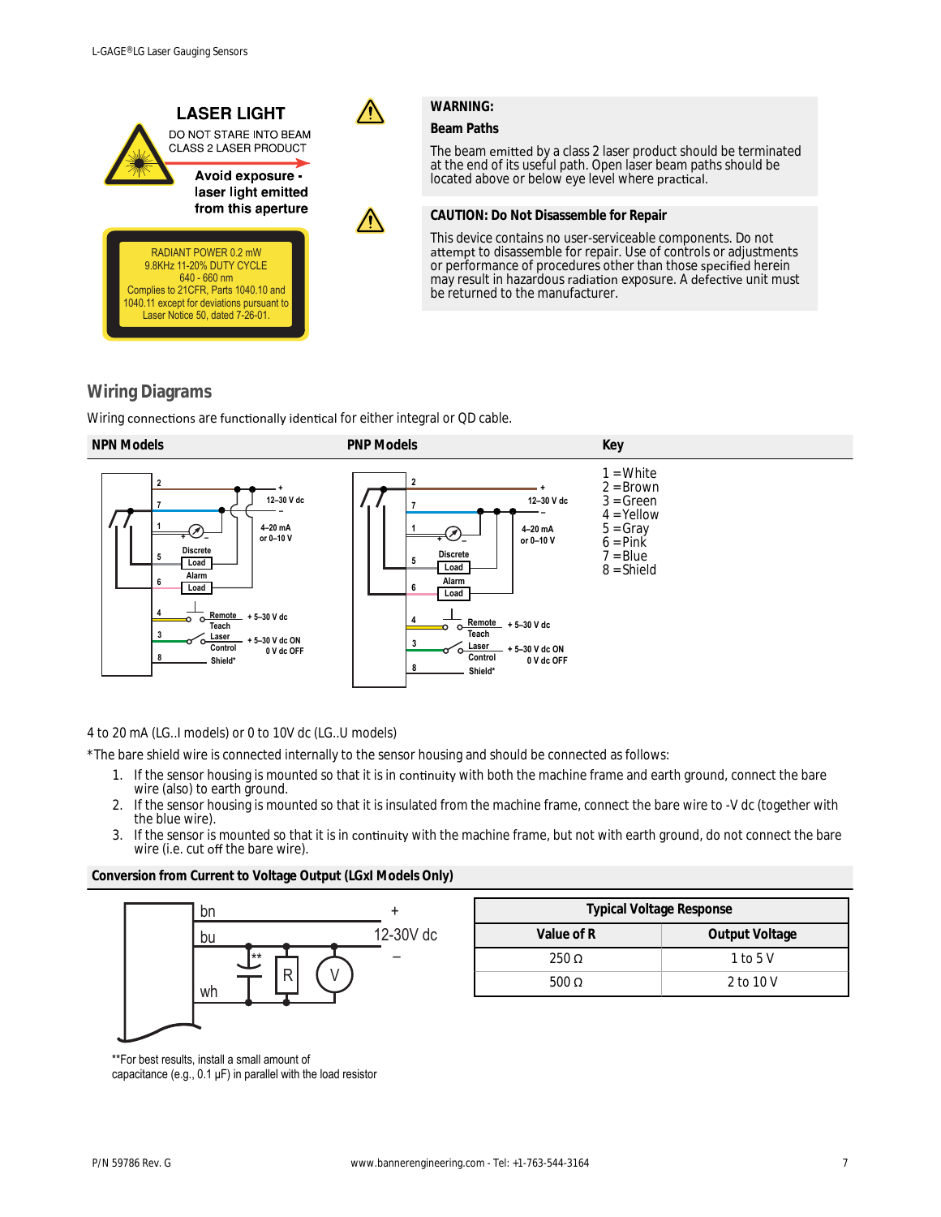LASER LIGHT

DO NOT STARE INTO BEAM
CLASS 2 LASER PRODUCT

Avoid exposure - laser light emitted from this aperture

RADIANT POWER 0.2 mW
9.8KHz 11-20% DUTY CYCLE
640 - 660 nm
Complies to 21CFR, Parts 1040.10 and 1040.11 except for deviations pursuant to Laser Notice 50, dated 7-26-01.

**WARNING:**

**Beam Paths**

The beam emitted by a class 2 laser product should be terminated at the end of its useful path. Open laser beam paths should be located above or below eye level where practical.

**CAUTION: Do Not Disassemble for Repair**

This device contains no user-serviceable components. Do not attempt to disassemble for repair. Use of controls or adjustments or performance of procedures other than those specified herein may result in hazardous radiation exposure. A defective unit must be returned to the manufacturer.

## Wiring Diagrams

Wiring connections are functionally identical for either integral or QD cable.

| NPN Models | PNP Models | Key |
|---|---|---|

NPN Models: 2 (+), 7 (–), 12–30 V dc; 1: 4–20 mA or 0–10 V; 5: Discrete Load; 6: Alarm Load; 4: Remote Teach, + 5–30 V dc; 3: Laser Control, + 5–30 V dc ON, 0 V dc OFF; 8: Shield*

PNP Models: 2 (+), 7 (–), 12–30 V dc; 1: 4–20 mA or 0–10 V; 5: Discrete Load; 6: Alarm Load; 4: Remote Teach, + 5–30 V dc; 3: Laser Control, + 5–30 V dc ON, 0 V dc OFF; 8: Shield*

Key:
1 = White
2 = Brown
3 = Green
4 = Yellow
5 = Gray
6 = Pink
7 = Blue
8 = Shield

4 to 20 mA (LG..I models) or 0 to 10V dc (LG..U models)

*The bare shield wire is connected internally to the sensor housing and should be connected as follows:

1. If the sensor housing is mounted so that it is in continuity with both the machine frame and earth ground, connect the bare wire (also) to earth ground.
2. If the sensor housing is mounted so that it is insulated from the machine frame, connect the bare wire to -V dc (together with the blue wire).
3. If the sensor is mounted so that it is in continuity with the machine frame, but not with earth ground, do not connect the bare wire (i.e. cut off the bare wire).

### Conversion from Current to Voltage Output (LGxI Models Only)

bn (+), bu (–), 12-30V dc; wh; ** ; R; V

**For best results, install a small amount of capacitance (e.g., 0.1 µF) in parallel with the load resistor

| Typical Voltage Response | |
|---|---|
| **Value of R** | **Output Voltage** |
| 250 Ω | 1 to 5 V |
| 500 Ω | 2 to 10 V |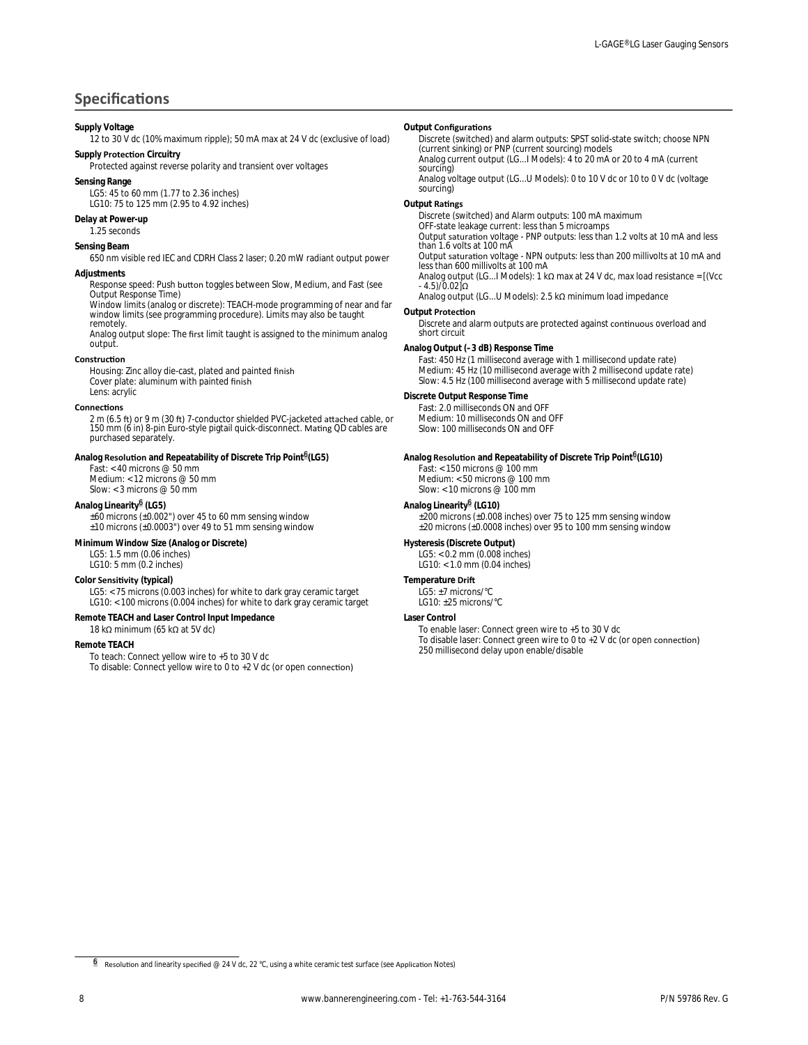## Specifications

**Supply Voltage**
12 to 30 V dc (10% maximum ripple); 50 mA max at 24 V dc (exclusive of load)

**Supply Protection Circuitry**
Protected against reverse polarity and transient over voltages

**Sensing Range**
LG5: 45 to 60 mm (1.77 to 2.36 inches)
LG10: 75 to 125 mm (2.95 to 4.92 inches)

**Delay at Power-up**
1.25 seconds

**Sensing Beam**
650 nm visible red IEC and CDRH Class 2 laser; 0.20 mW radiant output power

**Adjustments**
Response speed: Push button toggles between Slow, Medium, and Fast (see Output Response Time)
Window limits (analog or discrete): TEACH-mode programming of near and far window limits (see programming procedure). Limits may also be taught remotely.
Analog output slope: The first limit taught is assigned to the minimum analog output.

**Construction**
Housing: Zinc alloy die-cast, plated and painted finish
Cover plate: aluminum with painted finish
Lens: acrylic

**Connections**
2 m (6.5 ft) or 9 m (30 ft) 7-conductor shielded PVC-jacketed attached cable, or 150 mm (6 in) 8-pin Euro-style pigtail quick-disconnect. Mating QD cables are purchased separately.

**Analog Resolution and Repeatability of Discrete Trip Point[6] (LG5)**
Fast: < 40 microns @ 50 mm
Medium: < 12 microns @ 50 mm
Slow: < 3 microns @ 50 mm

**Analog Linearity[6] (LG5)**
±60 microns (±0.002") over 45 to 60 mm sensing window
±10 microns (±0.0003") over 49 to 51 mm sensing window

**Minimum Window Size (Analog or Discrete)**
LG5: 1.5 mm (0.06 inches)
LG10: 5 mm (0.2 inches)

**Color Sensitivity (typical)**
LG5: < 75 microns (0.003 inches) for white to dark gray ceramic target
LG10: < 100 microns (0.004 inches) for white to dark gray ceramic target

**Remote TEACH and Laser Control Input Impedance**
18 kΩ minimum (65 kΩ at 5V dc)

**Remote TEACH**
To teach: Connect yellow wire to +5 to 30 V dc
To disable: Connect yellow wire to 0 to +2 V dc (or open connection)

**Output Configurations**
Discrete (switched) and alarm outputs: SPST solid-state switch; choose NPN (current sinking) or PNP (current sourcing) models
Analog current output (LG...I Models): 4 to 20 mA or 20 to 4 mA (current sourcing)
Analog voltage output (LG...U Models): 0 to 10 V dc or 10 to 0 V dc (voltage sourcing)

**Output Ratings**
Discrete (switched) and Alarm outputs: 100 mA maximum
OFF-state leakage current: less than 5 microamps
Output saturation voltage - PNP outputs: less than 1.2 volts at 10 mA and less than 1.6 volts at 100 mA
Output saturation voltage - NPN outputs: less than 200 millivolts at 10 mA and less than 600 millivolts at 100 mA
Analog output (LG...I Models): 1 kΩ max at 24 V dc, max load resistance = [(Vcc - 4.5)/0.02]Ω
Analog output (LG...U Models): 2.5 kΩ minimum load impedance

**Output Protection**
Discrete and alarm outputs are protected against continuous overload and short circuit

**Analog Output (–3 dB) Response Time**
Fast: 450 Hz (1 millisecond average with 1 millisecond update rate)
Medium: 45 Hz (10 millisecond average with 2 millisecond update rate)
Slow: 4.5 Hz (100 millisecond average with 5 millisecond update rate)

**Discrete Output Response Time**
Fast: 2.0 milliseconds ON and OFF
Medium: 10 milliseconds ON and OFF
Slow: 100 milliseconds ON and OFF

**Analog Resolution and Repeatability of Discrete Trip Point[6] (LG10)**
Fast: < 150 microns @ 100 mm
Medium: < 50 microns @ 100 mm
Slow: < 10 microns @ 100 mm

**Analog Linearity[6] (LG10)**
±200 microns (±0.008 inches) over 75 to 125 mm sensing window
±20 microns (±0.0008 inches) over 95 to 100 mm sensing window

**Hysteresis (Discrete Output)**
LG5: < 0.2 mm (0.008 inches)
LG10: < 1.0 mm (0.04 inches)

**Temperature Drift**
LG5: ±7 microns/°C
LG10: ±25 microns/°C

**Laser Control**
To enable laser: Connect green wire to +5 to 30 V dc
To disable laser: Connect green wire to 0 to +2 V dc (or open connection)
250 millisecond delay upon enable/disable

---

[6] Resolution and linearity specified @ 24 V dc, 22 °C, using a white ceramic test surface (see Application Notes)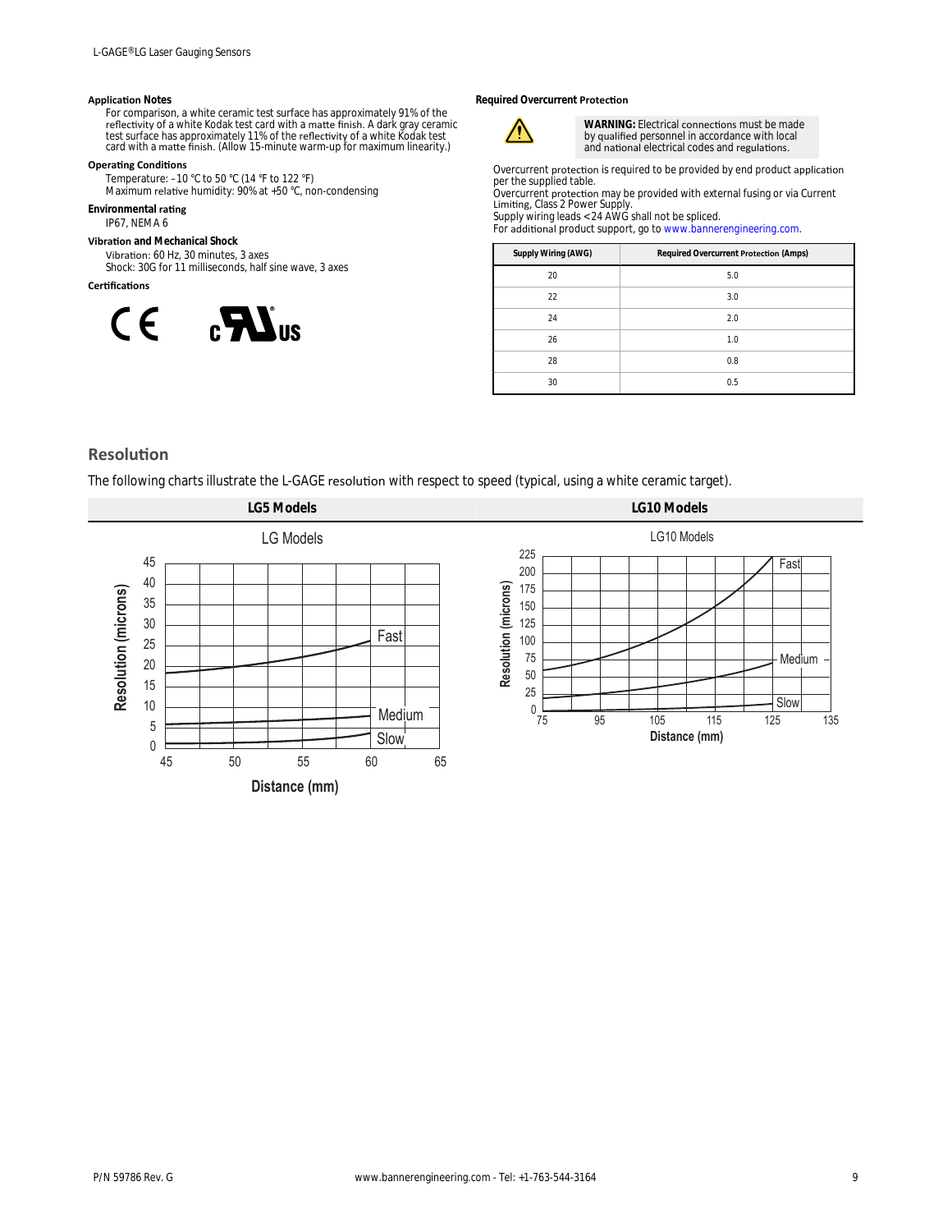#### Application Notes

For comparison, a white ceramic test surface has approximately 91% of the reflectivity of a white Kodak test card with a matte finish. A dark gray ceramic test surface has approximately 11% of the reflectivity of a white Kodak test card with a matte finish. (Allow 15-minute warm-up for maximum linearity.)

#### Operating Conditions

Temperature: –10 °C to 50 °C (14 °F to 122 °F)
Maximum relative humidity: 90% at +50 °C, non-condensing

#### Environmental rating

IP67, NEMA 6

#### Vibration and Mechanical Shock

Vibration: 60 Hz, 30 minutes, 3 axes
Shock: 30G for 11 milliseconds, half sine wave, 3 axes

#### Certifications

CE, cULus

#### Required Overcurrent Protection

**WARNING:** Electrical connections must be made by qualified personnel in accordance with local and national electrical codes and regulations.

Overcurrent protection is required to be provided by end product application per the supplied table.
Overcurrent protection may be provided with external fusing or via Current Limiting, Class 2 Power Supply.
Supply wiring leads <24 AWG shall not be spliced.
For additional product support, go to www.bannerengineering.com.

| Supply Wiring (AWG) | Required Overcurrent Protection (Amps) |
|---|---|
| 20 | 5.0 |
| 22 | 3.0 |
| 24 | 2.0 |
| 26 | 1.0 |
| 28 | 0.8 |
| 30 | 0.5 |

## Resolution

The following charts illustrate the L-GAGE resolution with respect to speed (typical, using a white ceramic target).

| LG5 Models | LG10 Models |
|---|---|
| LG Models — Resolution (microns) vs. Distance (mm); curves: Fast, Medium, Slow | LG10 Models — Resolution (microns) vs. Distance (mm); curves: Fast, Medium, Slow |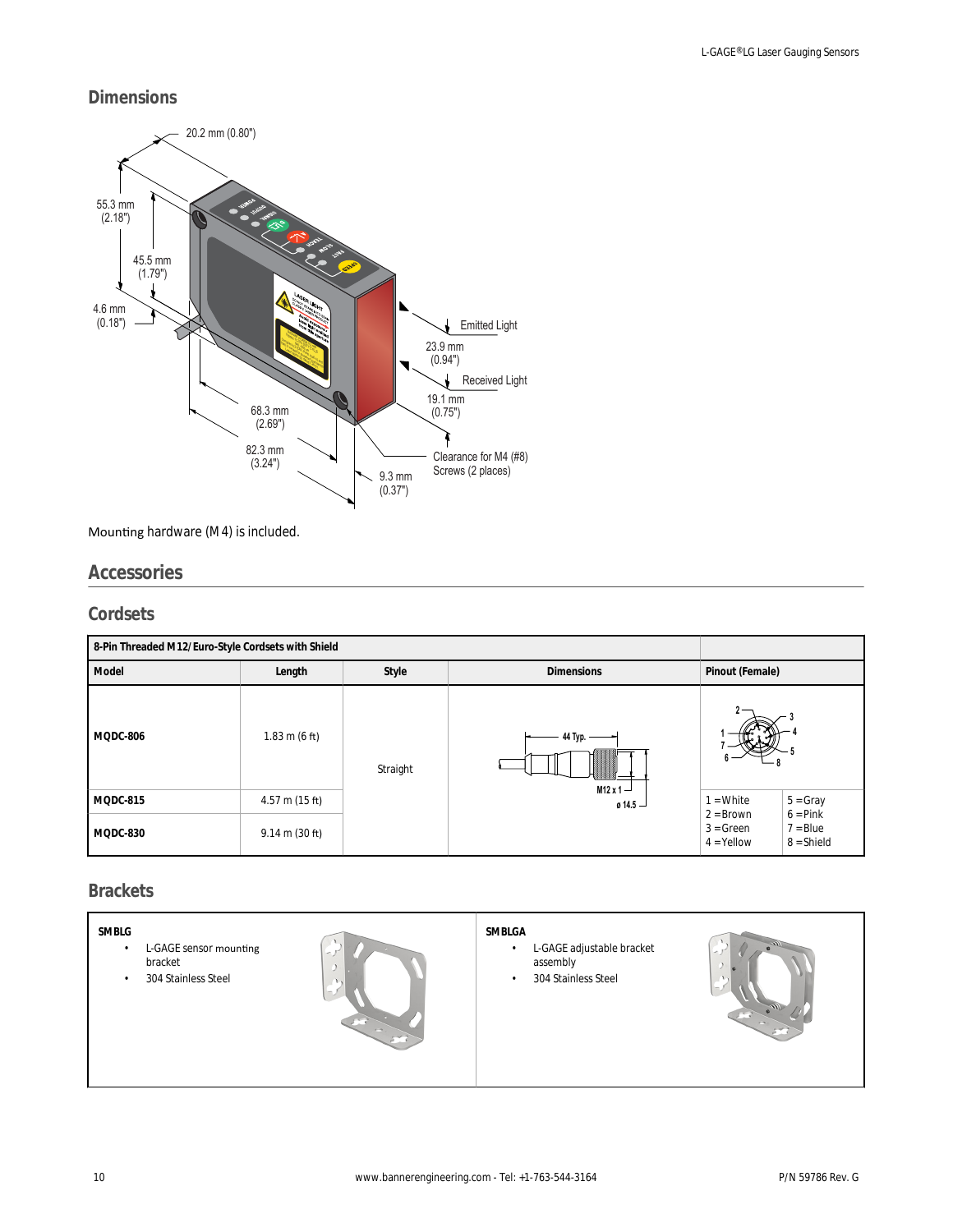## Dimensions

Mounting hardware (M4) is included.

## Accessories

### Cordsets

| 8-Pin Threaded M12/Euro-Style Cordsets with Shield | | | | |
|---|---|---|---|---|
| **Model** | **Length** | **Style** | **Dimensions** | **Pinout (Female)** |
| **MQDC-806** | 1.83 m (6 ft) | Straight | 44 Typ.; M12 x 1; ø 14.5 | |
| **MQDC-815** | 4.57 m (15 ft) | | | 1 = White, 2 = Brown, 3 = Green, 4 = Yellow, 5 = Gray, 6 = Pink, 7 = Blue, 8 = Shield |
| **MQDC-830** | 9.14 m (30 ft) | | | |

### Brackets

**SMBLG**
- L-GAGE sensor mounting bracket
- 304 Stainless Steel

**SMBLGA**
- L-GAGE adjustable bracket assembly
- 304 Stainless Steel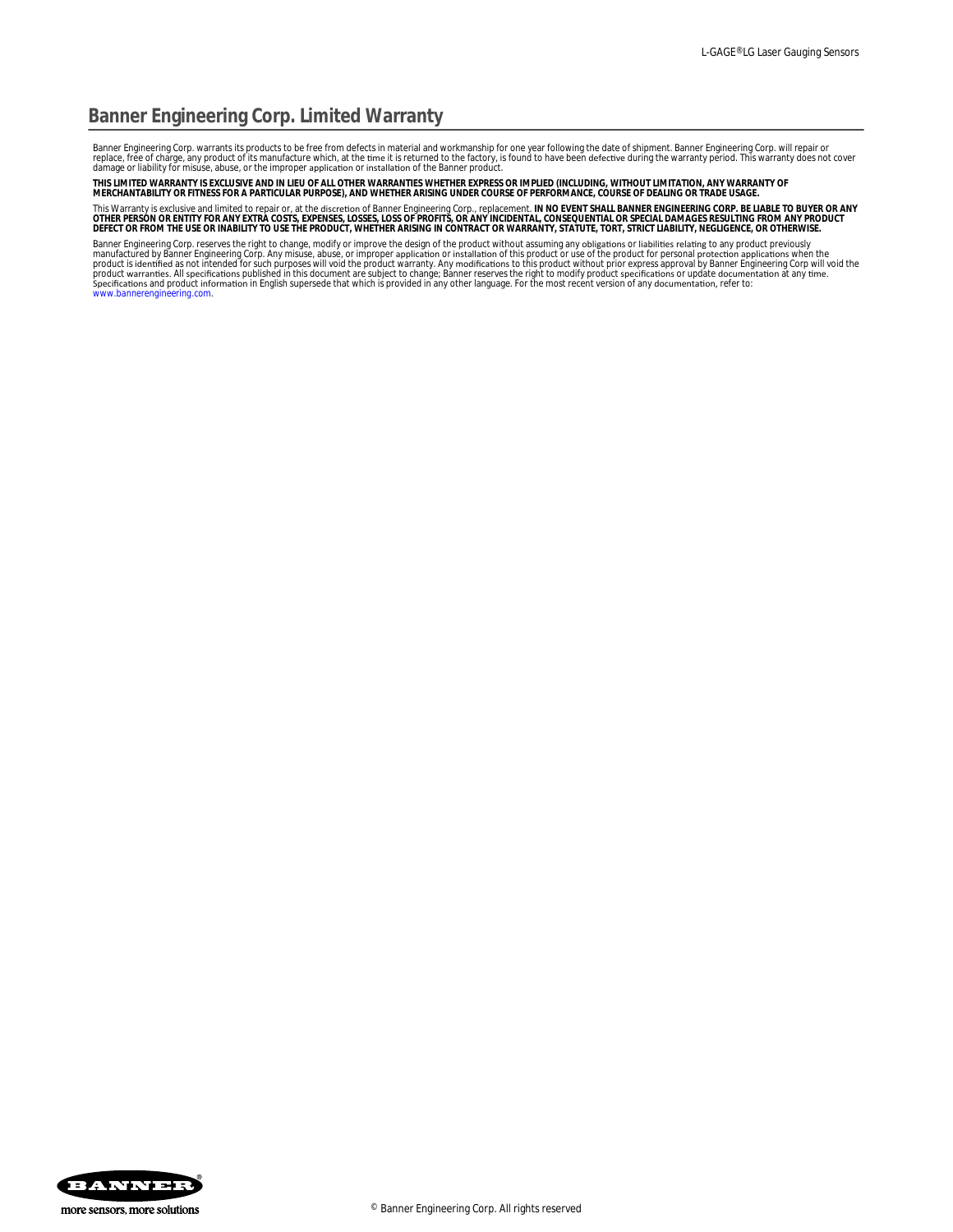## Banner Engineering Corp. Limited Warranty

Banner Engineering Corp. warrants its products to be free from defects in material and workmanship for one year following the date of shipment. Banner Engineering Corp. will repair or replace, free of charge, any product of its manufacture which, at the time it is returned to the factory, is found to have been defective during the warranty period. This warranty does not cover damage or liability for misuse, abuse, or the improper application or installation of the Banner product.

**THIS LIMITED WARRANTY IS EXCLUSIVE AND IN LIEU OF ALL OTHER WARRANTIES WHETHER EXPRESS OR IMPLIED (INCLUDING, WITHOUT LIMITATION, ANY WARRANTY OF MERCHANTABILITY OR FITNESS FOR A PARTICULAR PURPOSE), AND WHETHER ARISING UNDER COURSE OF PERFORMANCE, COURSE OF DEALING OR TRADE USAGE.**

This Warranty is exclusive and limited to repair or, at the discretion of Banner Engineering Corp., replacement. **IN NO EVENT SHALL BANNER ENGINEERING CORP. BE LIABLE TO BUYER OR ANY OTHER PERSON OR ENTITY FOR ANY EXTRA COSTS, EXPENSES, LOSSES, LOSS OF PROFITS, OR ANY INCIDENTAL, CONSEQUENTIAL OR SPECIAL DAMAGES RESULTING FROM ANY PRODUCT DEFECT OR FROM THE USE OR INABILITY TO USE THE PRODUCT, WHETHER ARISING IN CONTRACT OR WARRANTY, STATUTE, TORT, STRICT LIABILITY, NEGLIGENCE, OR OTHERWISE.**

Banner Engineering Corp. reserves the right to change, modify or improve the design of the product without assuming any obligations or liabilities relating to any product previously manufactured by Banner Engineering Corp. Any misuse, abuse, or improper application or installation of this product or use of the product for personal protection applications when the product is identified as not intended for such purposes will void the product warranty. Any modifications to this product without prior express approval by Banner Engineering Corp will void the product warranties. All specifications published in this document are subject to change; Banner reserves the right to modify product specifications or update documentation at any time. Specifications and product information in English supersede that which is provided in any other language. For the most recent version of any documentation, refer to: www.bannerengineering.com.

more sensors, more solutions

© Banner Engineering Corp. All rights reserved